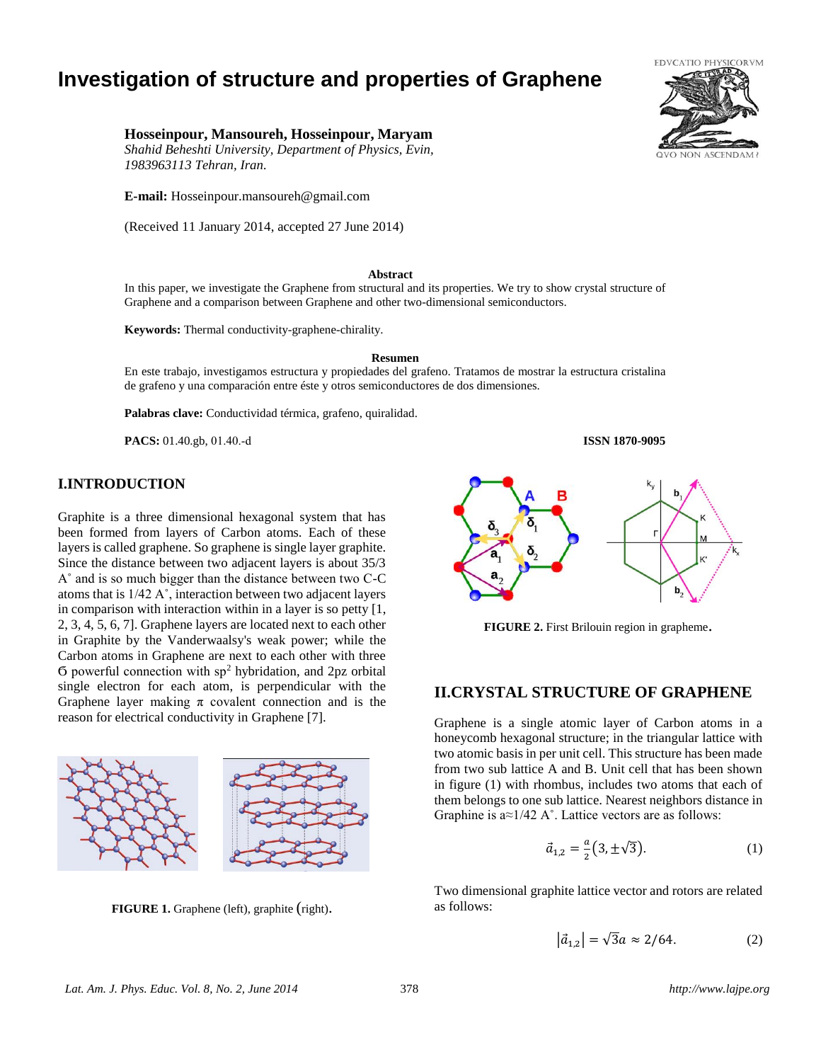# Investigation of structure and properties of Graphene

**Hosseinpour, Mansoureh, Hosseinpour, Maryam**
*Shahid Beheshti University, Department of Physics, Evin, 1983963113 Tehran, Iran.*

**E-mail:** Hosseinpour.mansoureh@gmail.com

(Received 11 January 2014, accepted 27 June 2014)

### Abstract

In this paper, we investigate the Graphene from structural and its properties. We try to show crystal structure of Graphene and a comparison between Graphene and other two-dimensional semiconductors.

**Keywords:** Thermal conductivity-graphene-chirality.

### Resumen

En este trabajo, investigamos estructura y propiedades del grafeno. Tratamos de mostrar la estructura cristalina de grafeno y una comparación entre éste y otros semiconductores de dos dimensiones.

**Palabras clave:** Conductividad térmica, grafeno, quiralidad.

**PACS:** 01.40.gb, 01.40.-d **ISSN 1870-9095**

## I.INTRODUCTION

Graphite is a three dimensional hexagonal system that has been formed from layers of Carbon atoms. Each of these layers is called graphene. So graphene is single layer graphite. Since the distance between two adjacent layers is about 35/3 A˚ and is so much bigger than the distance between two C-C atoms that is 1/42 A˚, interaction between two adjacent layers in comparison with interaction within in a layer is so petty [1, 2, 3, 4, 5, 6, 7]. Graphene layers are located next to each other in Graphite by the Vanderwaalsy's weak power; while the Carbon atoms in Graphene are next to each other with three Ϭ powerful connection with $sp^2$ hybridation, and 2pz orbital single electron for each atom, is perpendicular with the Graphene layer making π covalent connection and is the reason for electrical conductivity in Graphene [7].

**FIGURE 1.** Graphene (left), graphite (right).

**FIGURE 2.** First Brilouin region in grapheme.

## II.CRYSTAL STRUCTURE OF GRAPHENE

Graphene is a single atomic layer of Carbon atoms in a honeycomb hexagonal structure; in the triangular lattice with two atomic basis in per unit cell. This structure has been made from two sub lattice A and B. Unit cell that has been shown in figure (1) with rhombus, includes two atoms that each of them belongs to one sub lattice. Nearest neighbors distance in Graphine is a≈1/42 A˚. Lattice vectors are as follows:

$$\vec{a}_{1,2} = \frac{a}{2}\left(3, \pm\sqrt{3}\right). \tag{1}$$

Two dimensional graphite lattice vector and rotors are related as follows:

$$\left|\vec{a}_{1,2}\right| = \sqrt{3}a \approx 2/64. \tag{2}$$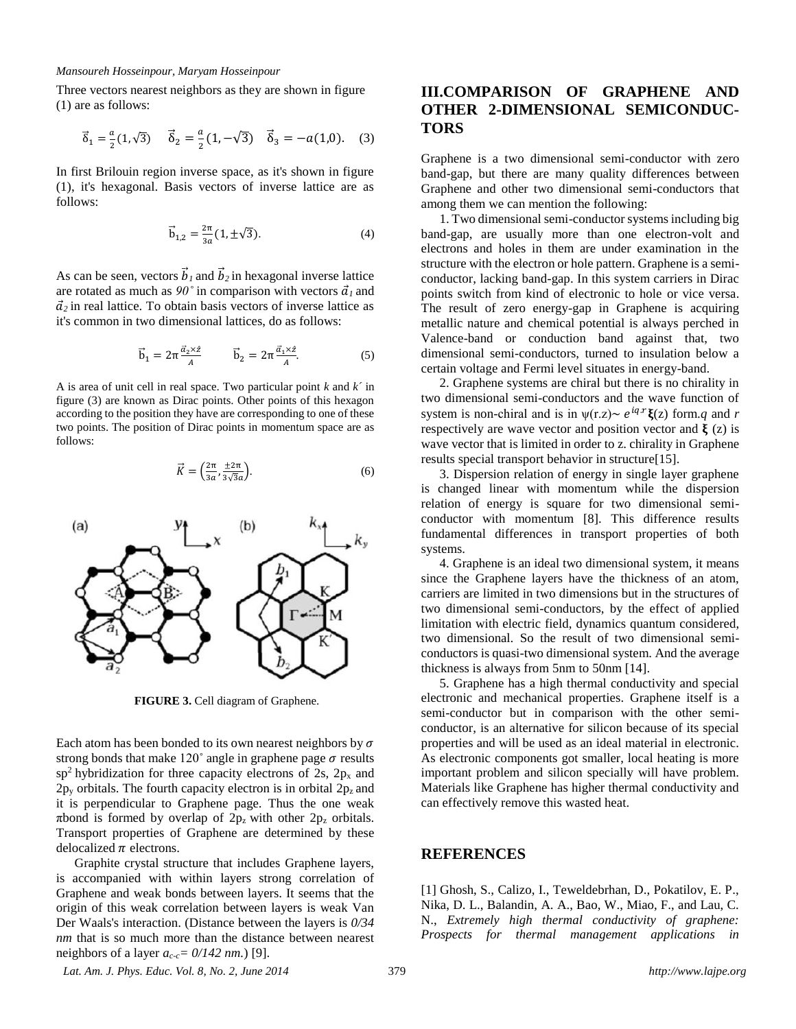Three vectors nearest neighbors as they are shown in figure (1) are as follows:

$$\vec{\delta}_1 = \frac{a}{2}(1, \sqrt{3}) \quad \vec{\delta}_2 = \frac{a}{2}(1, -\sqrt{3}) \quad \vec{\delta}_3 = -a(1,0). \quad (3)$$

In first Brilouin region inverse space, as it's shown in figure (1), it's hexagonal. Basis vectors of inverse lattice are as follows:

$$\vec{b}_{1,2} = \frac{2\pi}{3a}(1, \pm\sqrt{3}). \quad (4)$$

As can be seen, vectors $\vec{b}_1$ and $\vec{b}_2$ in hexagonal inverse lattice are rotated as much as $90^\circ$ in comparison with vectors $\vec{a}_1$ and $\vec{a}_2$ in real lattice. To obtain basis vectors of inverse lattice as it's common in two dimensional lattices, do as follows:

$$\vec{b}_1 = 2\pi\frac{\vec{a}_2 \times \hat{z}}{A} \qquad \vec{b}_2 = 2\pi\frac{\vec{a}_1 \times \hat{z}}{A}. \quad (5)$$

A is area of unit cell in real space. Two particular point *k* and *k´* in figure (3) are known as Dirac points. Other points of this hexagon according to the position they have are corresponding to one of these two points. The position of Dirac points in momentum space are as follows:

$$\vec{K} = \left(\frac{2\pi}{3a}, \frac{\pm 2\pi}{3\sqrt{3}a}\right). \quad (6)$$

**FIGURE 3.** Cell diagram of Graphene.

Each atom has been bonded to its own nearest neighbors by $\sigma$ strong bonds that make 120˚ angle in graphene page $\sigma$ results $sp^2$ hybridization for three capacity electrons of 2s, $2p_x$ and $2p_y$ orbitals. The fourth capacity electron is in orbital $2p_z$ and it is perpendicular to Graphene page. Thus the one weak πbond is formed by overlap of $2p_z$ with other $2p_z$ orbitals. Transport properties of Graphene are determined by these delocalized $\pi$ electrons.

Graphite crystal structure that includes Graphene layers, is accompanied with within layers strong correlation of Graphene and weak bonds between layers. It seems that the origin of this weak correlation between layers is weak Van Der Waals's interaction. (Distance between the layers is *0/34 nm* that is so much more than the distance between nearest neighbors of a layer $a_{c\text{-}c}$*= 0/142 nm*.) [9].

## III.COMPARISON OF GRAPHENE AND OTHER 2-DIMENSIONAL SEMICONDUCTORS

Graphene is a two dimensional semi-conductor with zero band-gap, but there are many quality differences between Graphene and other two dimensional semi-conductors that among them we can mention the following:

1. Two dimensional semi-conductor systems including big band-gap, are usually more than one electron-volt and electrons and holes in them are under examination in the structure with the electron or hole pattern. Graphene is a semi-conductor, lacking band-gap. In this system carriers in Dirac points switch from kind of electronic to hole or vice versa. The result of zero energy-gap in Graphene is acquiring metallic nature and chemical potential is always perched in Valence-band or conduction band against that, two dimensional semi-conductors, turned to insulation below a certain voltage and Fermi level situates in energy-band.

2. Graphene systems are chiral but there is no chirality in two dimensional semi-conductors and the wave function of system is non-chiral and is in ψ(r.z)~ $e^{iq.r}$**ξ**(z) form.*q* and *r* respectively are wave vector and position vector and **ξ** (z) is wave vector that is limited in order to z. chirality in Graphene results special transport behavior in structure[15].

3. Dispersion relation of energy in single layer graphene is changed linear with momentum while the dispersion relation of energy is square for two dimensional semi-conductor with momentum [8]. This difference results fundamental differences in transport properties of both systems.

4. Graphene is an ideal two dimensional system, it means since the Graphene layers have the thickness of an atom, carriers are limited in two dimensions but in the structures of two dimensional semi-conductors, by the effect of applied limitation with electric field, dynamics quantum considered, two dimensional. So the result of two dimensional semi-conductors is quasi-two dimensional system. And the average thickness is always from 5nm to 50nm [14].

5. Graphene has a high thermal conductivity and special electronic and mechanical properties. Graphene itself is a semi-conductor but in comparison with the other semi-conductor, is an alternative for silicon because of its special properties and will be used as an ideal material in electronic. As electronic components got smaller, local heating is more important problem and silicon specially will have problem. Materials like Graphene has higher thermal conductivity and can effectively remove this wasted heat.

## REFERENCES

[1] Ghosh, S., Calizo, I., Teweldebrhan, D., Pokatilov, E. P., Nika, D. L., Balandin, A. A., Bao, W., Miao, F., and Lau, C. N., *Extremely high thermal conductivity of graphene: Prospects for thermal management applications in*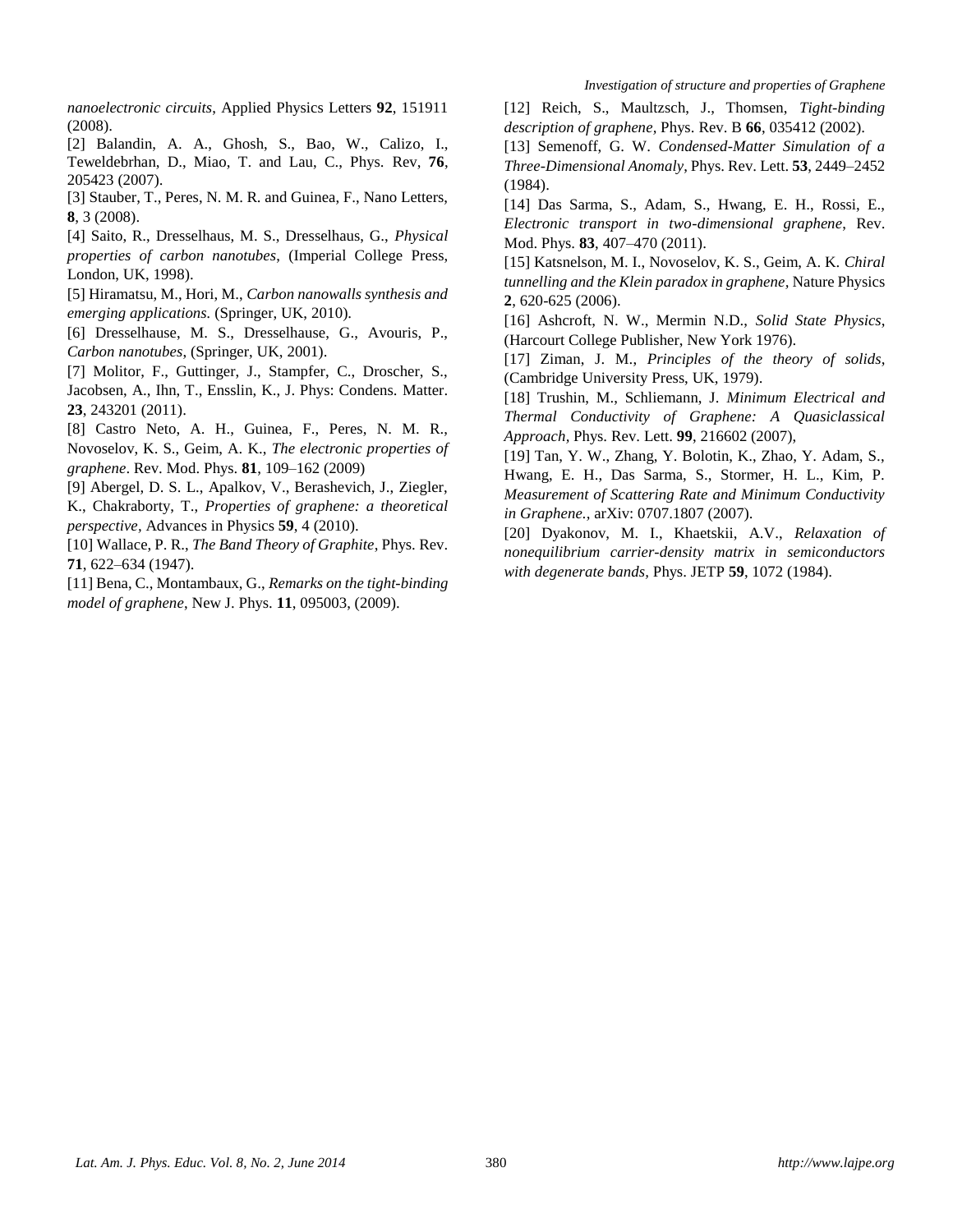*nanoelectronic circuits*, Applied Physics Letters **92**, 151911 (2008).

[2] Balandin, A. A., Ghosh, S., Bao, W., Calizo, I., Teweldebrhan, D., Miao, T. and Lau, C., Phys. Rev, **76**, 205423 (2007).

[3] Stauber, T., Peres, N. M. R. and Guinea, F., Nano Letters, **8**, 3 (2008).

[4] Saito, R., Dresselhaus, M. S., Dresselhaus, G., *Physical properties of carbon nanotubes*, (Imperial College Press, London, UK, 1998).

[5] Hiramatsu, M., Hori, M., *Carbon nanowalls synthesis and emerging applications.* (Springer, UK, 2010).

[6] Dresselhause, M. S., Dresselhause, G., Avouris, P., *Carbon nanotubes*, (Springer, UK, 2001).

[7] Molitor, F., Guttinger, J., Stampfer, C., Droscher, S., Jacobsen, A., Ihn, T., Ensslin, K., J. Phys: Condens. Matter. **23**, 243201 (2011).

[8] Castro Neto, A. H., Guinea, F., Peres, N. M. R., Novoselov, K. S., Geim, A. K., *The electronic properties of graphene*. Rev. Mod. Phys. **81**, 109–162 (2009)

[9] Abergel, D. S. L., Apalkov, V., Berashevich, J., Ziegler, K., Chakraborty, T., *Properties of graphene: a theoretical perspective*, Advances in Physics **59**, 4 (2010).

[10] Wallace, P. R., *The Band Theory of Graphite*, Phys. Rev. **71**, 622–634 (1947).

[11] Bena, C., Montambaux, G., *Remarks on the tight-binding model of graphene*, New J. Phys. **11**, 095003, (2009).

[12] Reich, S., Maultzsch, J., Thomsen, *Tight-binding description of graphene*, Phys. Rev. B **66**, 035412 (2002).

[13] Semenoff, G. W. *Condensed-Matter Simulation of a Three-Dimensional Anomaly*, Phys. Rev. Lett. **53**, 2449–2452 (1984).

[14] Das Sarma, S., Adam, S., Hwang, E. H., Rossi, E., *Electronic transport in two-dimensional graphene*, Rev. Mod. Phys. **83**, 407–470 (2011).

[15] Katsnelson, M. I., Novoselov, K. S., Geim, A. K. *Chiral tunnelling and the Klein paradox in graphene*, Nature Physics **2**, 620-625 (2006).

[16] Ashcroft, N. W., Mermin N.D., *Solid State Physics*, (Harcourt College Publisher, New York 1976).

[17] Ziman, J. M., *Principles of the theory of solids*, (Cambridge University Press, UK, 1979).

[18] Trushin, M., Schliemann, J. *Minimum Electrical and Thermal Conductivity of Graphene: A Quasiclassical Approach*, Phys. Rev. Lett. **99**, 216602 (2007),

[19] Tan, Y. W., Zhang, Y. Bolotin, K., Zhao, Y. Adam, S., Hwang, E. H., Das Sarma, S., Stormer, H. L., Kim, P. *Measurement of Scattering Rate and Minimum Conductivity in Graphene.*, arXiv: 0707.1807 (2007).

[20] Dyakonov, M. I., Khaetskii, A.V., *Relaxation of nonequilibrium carrier-density matrix in semiconductors with degenerate bands*, Phys. JETP **59**, 1072 (1984).